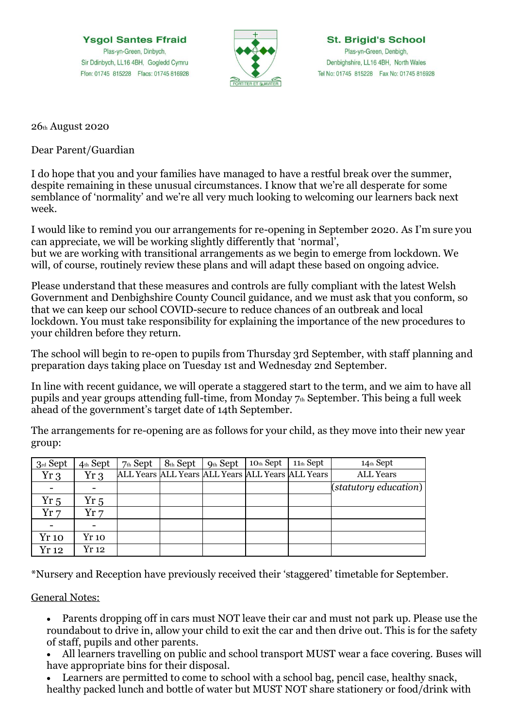**Ysgol Santes Ffraid**
Plas-yn-Green, Dinbych,
Sir Ddinbych, LL16 4BH, Gogledd Cymru
Ffon: 01745 815228 Ffacs: 01745 816928

FORTITER ET SUAVITER

**St. Brigid's School**
Plas-yn-Green, Denbigh,
Denbighshire, LL16 4BH, North Wales
Tel No: 01745 815228 Fax No: 01745 816928

26th August 2020

Dear Parent/Guardian

I do hope that you and your families have managed to have a restful break over the summer, despite remaining in these unusual circumstances. I know that we're all desperate for some semblance of 'normality' and we're all very much looking to welcoming our learners back next week.

I would like to remind you our arrangements for re-opening in September 2020. As I'm sure you can appreciate, we will be working slightly differently that 'normal',
but we are working with transitional arrangements as we begin to emerge from lockdown. We will, of course, routinely review these plans and will adapt these based on ongoing advice.

Please understand that these measures and controls are fully compliant with the latest Welsh Government and Denbighshire County Council guidance, and we must ask that you conform, so that we can keep our school COVID-secure to reduce chances of an outbreak and local lockdown. You must take responsibility for explaining the importance of the new procedures to your children before they return.

The school will begin to re-open to pupils from Thursday 3rd September, with staff planning and preparation days taking place on Tuesday 1st and Wednesday 2nd September.

In line with recent guidance, we will operate a staggered start to the term, and we aim to have all pupils and year groups attending full-time, from Monday 7th September. This being a full week ahead of the government's target date of 14th September.

The arrangements for re-opening are as follows for your child, as they move into their new year group:

| 3rd Sept | 4th Sept | 7th Sept | 8th Sept | 9th Sept | 10th Sept | 11th Sept | 14th Sept |
|---|---|---|---|---|---|---|---|
| Yr 3 | Yr 3 | ALL Years | ALL Years | ALL Years | ALL Years | ALL Years | ALL Years |
| - | - | | | | | | (*statutory education*) |
| Yr 5 | Yr 5 | | | | | | |
| Yr 7 | Yr 7 | | | | | | |
| - | - | | | | | | |
| Yr 10 | Yr 10 | | | | | | |
| Yr 12 | Yr 12 | | | | | | |

*Nursery and Reception have previously received their 'staggered' timetable for September.

<u>General Notes:</u>

- Parents dropping off in cars must NOT leave their car and must not park up. Please use the roundabout to drive in, allow your child to exit the car and then drive out. This is for the safety of staff, pupils and other parents.
- All learners travelling on public and school transport MUST wear a face covering. Buses will have appropriate bins for their disposal.
- Learners are permitted to come to school with a school bag, pencil case, healthy snack, healthy packed lunch and bottle of water but MUST NOT share stationery or food/drink with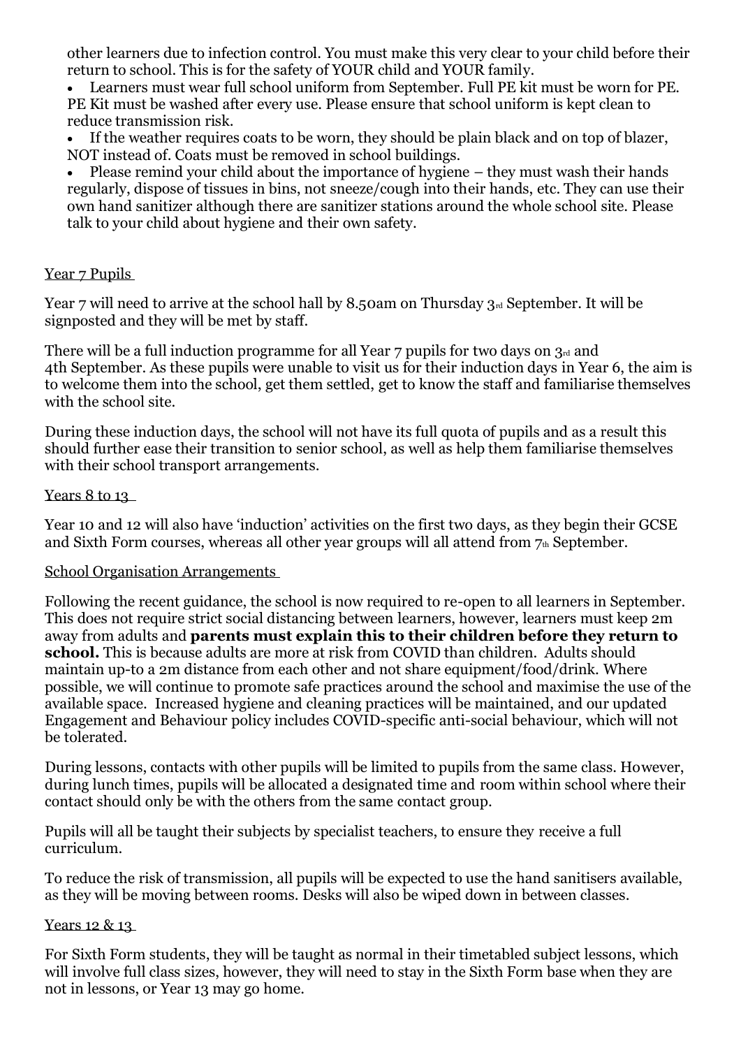other learners due to infection control. You must make this very clear to your child before their return to school. This is for the safety of YOUR child and YOUR family.

- Learners must wear full school uniform from September. Full PE kit must be worn for PE. PE Kit must be washed after every use. Please ensure that school uniform is kept clean to reduce transmission risk.
- If the weather requires coats to be worn, they should be plain black and on top of blazer, NOT instead of. Coats must be removed in school buildings.
- Please remind your child about the importance of hygiene – they must wash their hands regularly, dispose of tissues in bins, not sneeze/cough into their hands, etc. They can use their own hand sanitizer although there are sanitizer stations around the whole school site. Please talk to your child about hygiene and their own safety.

## Year 7 Pupils

Year 7 will need to arrive at the school hall by 8.50am on Thursday 3rd September. It will be signposted and they will be met by staff.

There will be a full induction programme for all Year 7 pupils for two days on 3rd and 4th September. As these pupils were unable to visit us for their induction days in Year 6, the aim is to welcome them into the school, get them settled, get to know the staff and familiarise themselves with the school site.

During these induction days, the school will not have its full quota of pupils and as a result this should further ease their transition to senior school, as well as help them familiarise themselves with their school transport arrangements.

## Years 8 to 13

Year 10 and 12 will also have 'induction' activities on the first two days, as they begin their GCSE and Sixth Form courses, whereas all other year groups will all attend from 7th September.

## School Organisation Arrangements

Following the recent guidance, the school is now required to re-open to all learners in September. This does not require strict social distancing between learners, however, learners must keep 2m away from adults and **parents must explain this to their children before they return to school.** This is because adults are more at risk from COVID than children. Adults should maintain up-to a 2m distance from each other and not share equipment/food/drink. Where possible, we will continue to promote safe practices around the school and maximise the use of the available space. Increased hygiene and cleaning practices will be maintained, and our updated Engagement and Behaviour policy includes COVID-specific anti-social behaviour, which will not be tolerated.

During lessons, contacts with other pupils will be limited to pupils from the same class. However, during lunch times, pupils will be allocated a designated time and room within school where their contact should only be with the others from the same contact group.

Pupils will all be taught their subjects by specialist teachers, to ensure they receive a full curriculum.

To reduce the risk of transmission, all pupils will be expected to use the hand sanitisers available, as they will be moving between rooms. Desks will also be wiped down in between classes.

## Years 12 & 13

For Sixth Form students, they will be taught as normal in their timetabled subject lessons, which will involve full class sizes, however, they will need to stay in the Sixth Form base when they are not in lessons, or Year 13 may go home.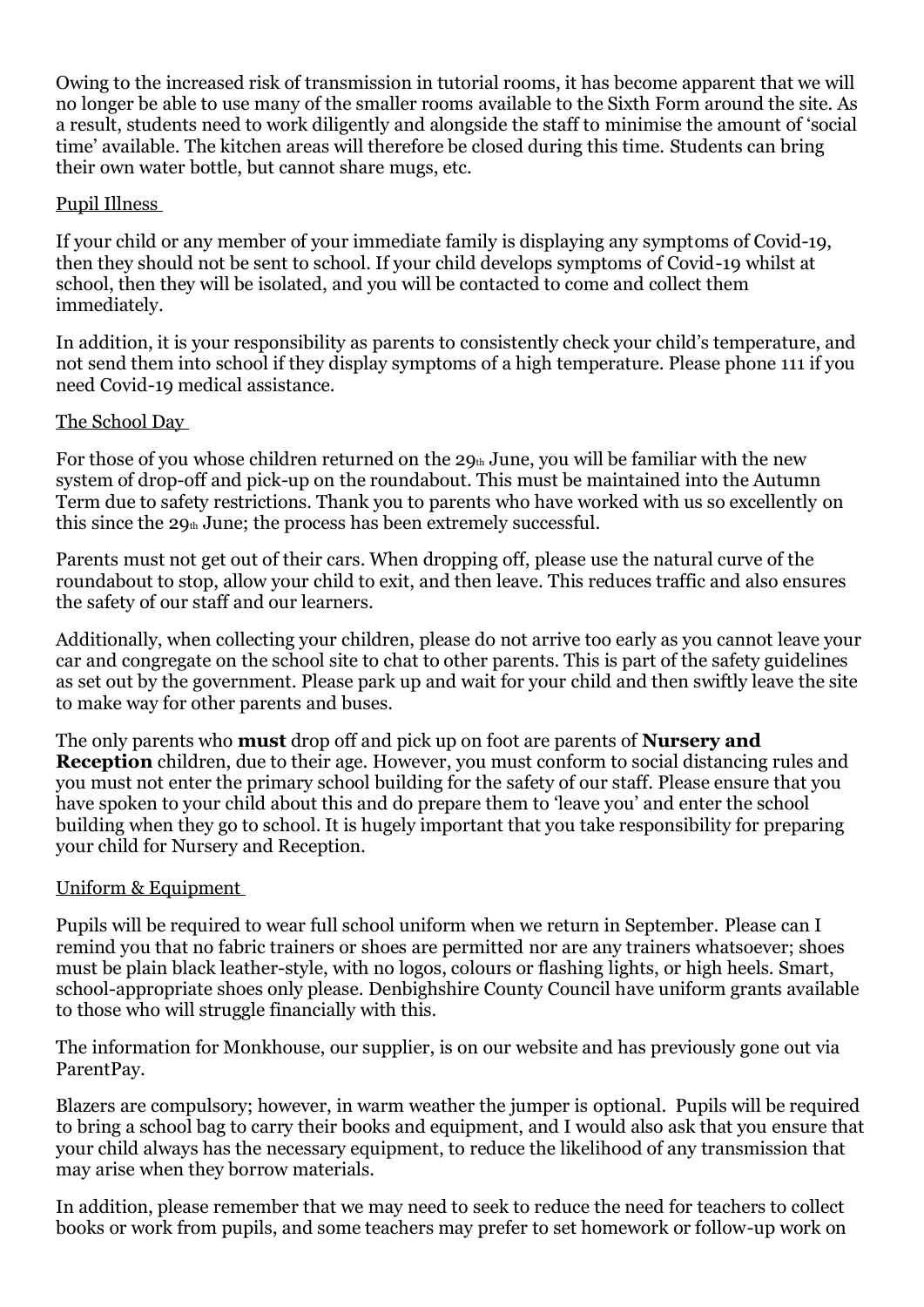Owing to the increased risk of transmission in tutorial rooms, it has become apparent that we will no longer be able to use many of the smaller rooms available to the Sixth Form around the site. As a result, students need to work diligently and alongside the staff to minimise the amount of 'social time' available. The kitchen areas will therefore be closed during this time. Students can bring their own water bottle, but cannot share mugs, etc.

## Pupil Illness

If your child or any member of your immediate family is displaying any symptoms of Covid-19, then they should not be sent to school. If your child develops symptoms of Covid-19 whilst at school, then they will be isolated, and you will be contacted to come and collect them immediately.

In addition, it is your responsibility as parents to consistently check your child's temperature, and not send them into school if they display symptoms of a high temperature. Please phone 111 if you need Covid-19 medical assistance.

## The School Day

For those of you whose children returned on the 29th June, you will be familiar with the new system of drop-off and pick-up on the roundabout. This must be maintained into the Autumn Term due to safety restrictions. Thank you to parents who have worked with us so excellently on this since the 29th June; the process has been extremely successful.

Parents must not get out of their cars. When dropping off, please use the natural curve of the roundabout to stop, allow your child to exit, and then leave. This reduces traffic and also ensures the safety of our staff and our learners.

Additionally, when collecting your children, please do not arrive too early as you cannot leave your car and congregate on the school site to chat to other parents. This is part of the safety guidelines as set out by the government. Please park up and wait for your child and then swiftly leave the site to make way for other parents and buses.

The only parents who **must** drop off and pick up on foot are parents of **Nursery and Reception** children, due to their age. However, you must conform to social distancing rules and you must not enter the primary school building for the safety of our staff. Please ensure that you have spoken to your child about this and do prepare them to 'leave you' and enter the school building when they go to school. It is hugely important that you take responsibility for preparing your child for Nursery and Reception.

## Uniform & Equipment

Pupils will be required to wear full school uniform when we return in September. Please can I remind you that no fabric trainers or shoes are permitted nor are any trainers whatsoever; shoes must be plain black leather-style, with no logos, colours or flashing lights, or high heels. Smart, school-appropriate shoes only please. Denbighshire County Council have uniform grants available to those who will struggle financially with this.

The information for Monkhouse, our supplier, is on our website and has previously gone out via ParentPay.

Blazers are compulsory; however, in warm weather the jumper is optional. Pupils will be required to bring a school bag to carry their books and equipment, and I would also ask that you ensure that your child always has the necessary equipment, to reduce the likelihood of any transmission that may arise when they borrow materials.

In addition, please remember that we may need to seek to reduce the need for teachers to collect books or work from pupils, and some teachers may prefer to set homework or follow-up work on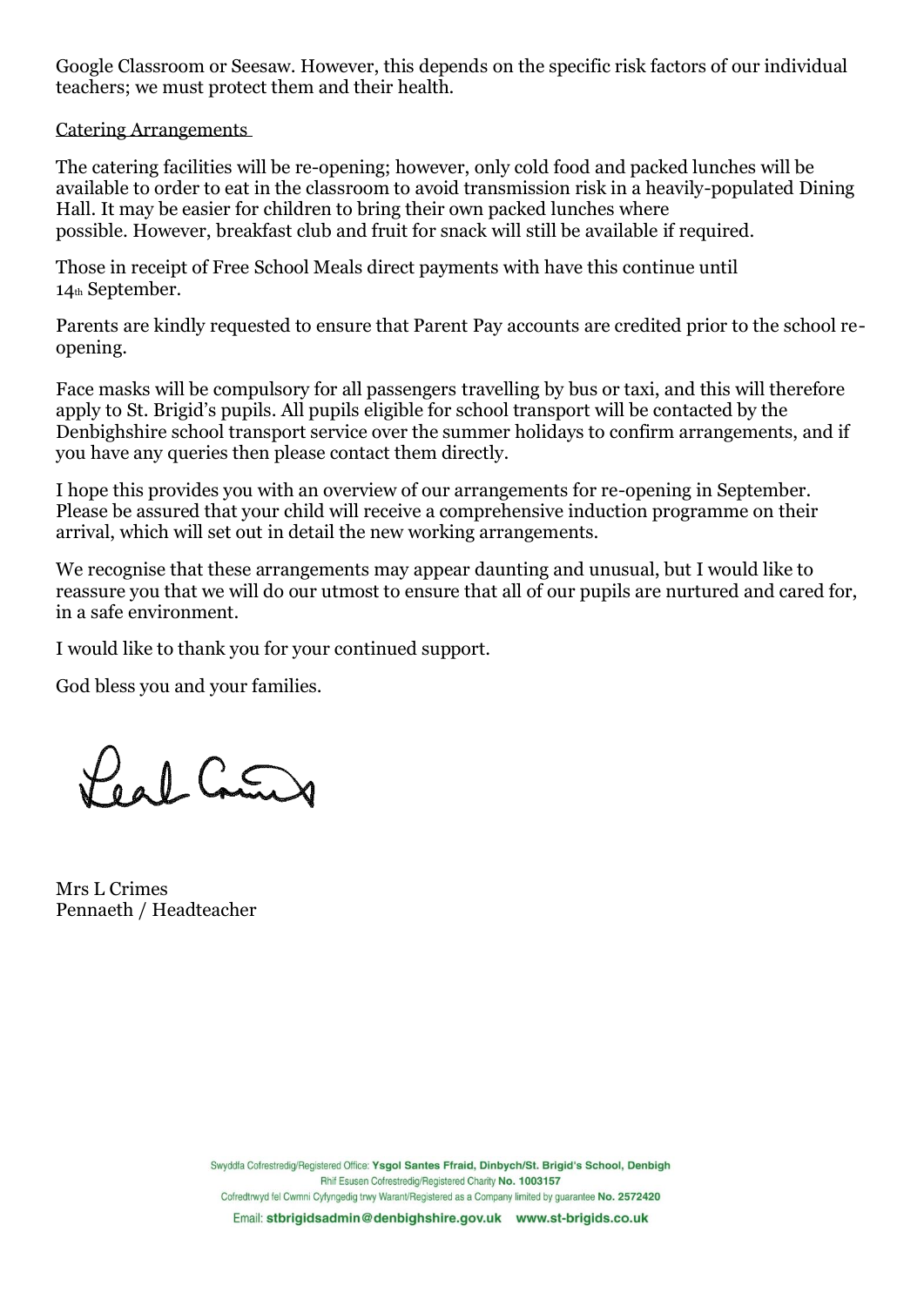Google Classroom or Seesaw. However, this depends on the specific risk factors of our individual teachers; we must protect them and their health.

Catering Arrangements

The catering facilities will be re-opening; however, only cold food and packed lunches will be available to order to eat in the classroom to avoid transmission risk in a heavily-populated Dining Hall. It may be easier for children to bring their own packed lunches where possible. However, breakfast club and fruit for snack will still be available if required.

Those in receipt of Free School Meals direct payments with have this continue until 14th September.

Parents are kindly requested to ensure that Parent Pay accounts are credited prior to the school re-opening.

Face masks will be compulsory for all passengers travelling by bus or taxi, and this will therefore apply to St. Brigid's pupils. All pupils eligible for school transport will be contacted by the Denbighshire school transport service over the summer holidays to confirm arrangements, and if you have any queries then please contact them directly.

I hope this provides you with an overview of our arrangements for re-opening in September. Please be assured that your child will receive a comprehensive induction programme on their arrival, which will set out in detail the new working arrangements.

We recognise that these arrangements may appear daunting and unusual, but I would like to reassure you that we will do our utmost to ensure that all of our pupils are nurtured and cared for, in a safe environment.

I would like to thank you for your continued support.

God bless you and your families.

Mrs L Crimes
Pennaeth / Headteacher

Swyddfa Cofrestredig/Registered Office: **Ysgol Santes Ffraid, Dinbych/St. Brigid's School, Denbigh**
Rhif Esusen Cofrestredig/Registered Charity **No. 1003157**
Cofredtrwyd fel Cwmni Cyfyngedig trwy Warant/Registered as a Company limited by guarantee **No. 2572420**
Email: **stbrigidsadmin@denbighshire.gov.uk** **www.st-brigids.co.uk**